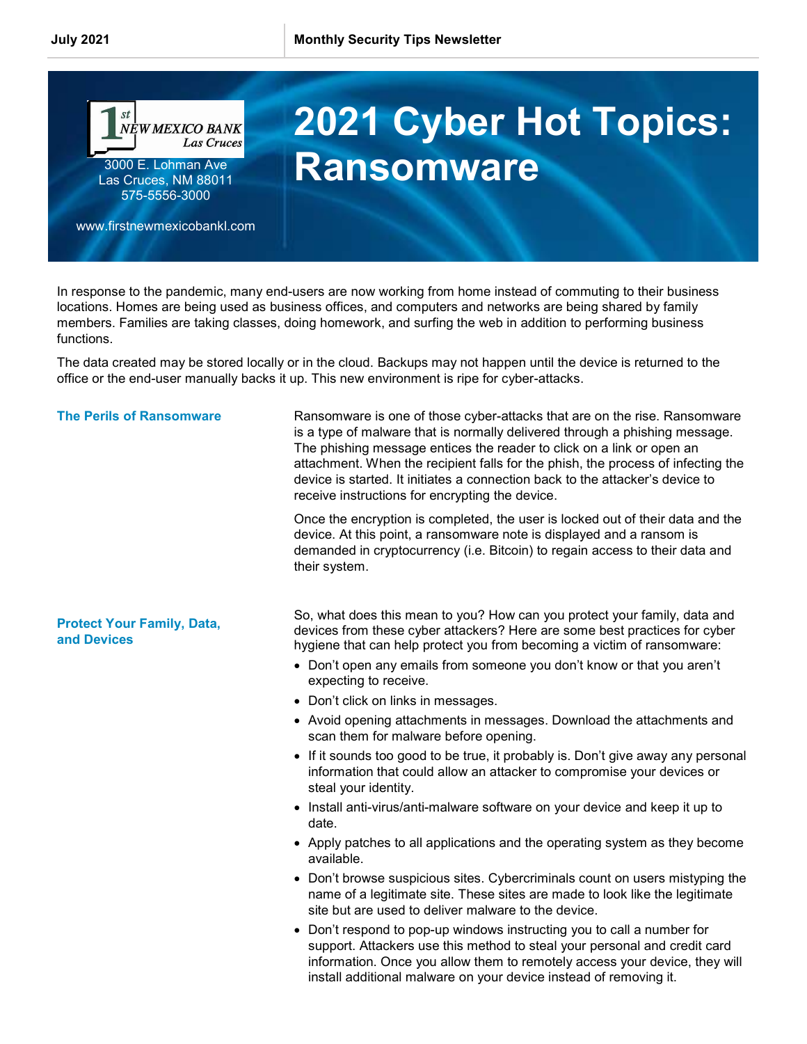# 2021 Cyber Hot Topics: Ransomware

1st NEW MEXICO BANK Las Cruces
3000 E. Lohman Ave
Las Cruces, NM 88011
575-5556-3000

www.firstnewmexicobankl.com

In response to the pandemic, many end-users are now working from home instead of commuting to their business locations. Homes are being used as business offices, and computers and networks are being shared by family members. Families are taking classes, doing homework, and surfing the web in addition to performing business functions.

The data created may be stored locally or in the cloud. Backups may not happen until the device is returned to the office or the end-user manually backs it up. This new environment is ripe for cyber-attacks.

## The Perils of Ransomware

Ransomware is one of those cyber-attacks that are on the rise. Ransomware is a type of malware that is normally delivered through a phishing message. The phishing message entices the reader to click on a link or open an attachment. When the recipient falls for the phish, the process of infecting the device is started. It initiates a connection back to the attacker's device to receive instructions for encrypting the device.

Once the encryption is completed, the user is locked out of their data and the device. At this point, a ransomware note is displayed and a ransom is demanded in cryptocurrency (i.e. Bitcoin) to regain access to their data and their system.

## Protect Your Family, Data, and Devices

So, what does this mean to you? How can you protect your family, data and devices from these cyber attackers? Here are some best practices for cyber hygiene that can help protect you from becoming a victim of ransomware:

- Don't open any emails from someone you don't know or that you aren't expecting to receive.
- Don't click on links in messages.
- Avoid opening attachments in messages. Download the attachments and scan them for malware before opening.
- If it sounds too good to be true, it probably is. Don't give away any personal information that could allow an attacker to compromise your devices or steal your identity.
- Install anti-virus/anti-malware software on your device and keep it up to date.
- Apply patches to all applications and the operating system as they become available.
- Don't browse suspicious sites. Cybercriminals count on users mistyping the name of a legitimate site. These sites are made to look like the legitimate site but are used to deliver malware to the device.
- Don't respond to pop-up windows instructing you to call a number for support. Attackers use this method to steal your personal and credit card information. Once you allow them to remotely access your device, they will install additional malware on your device instead of removing it.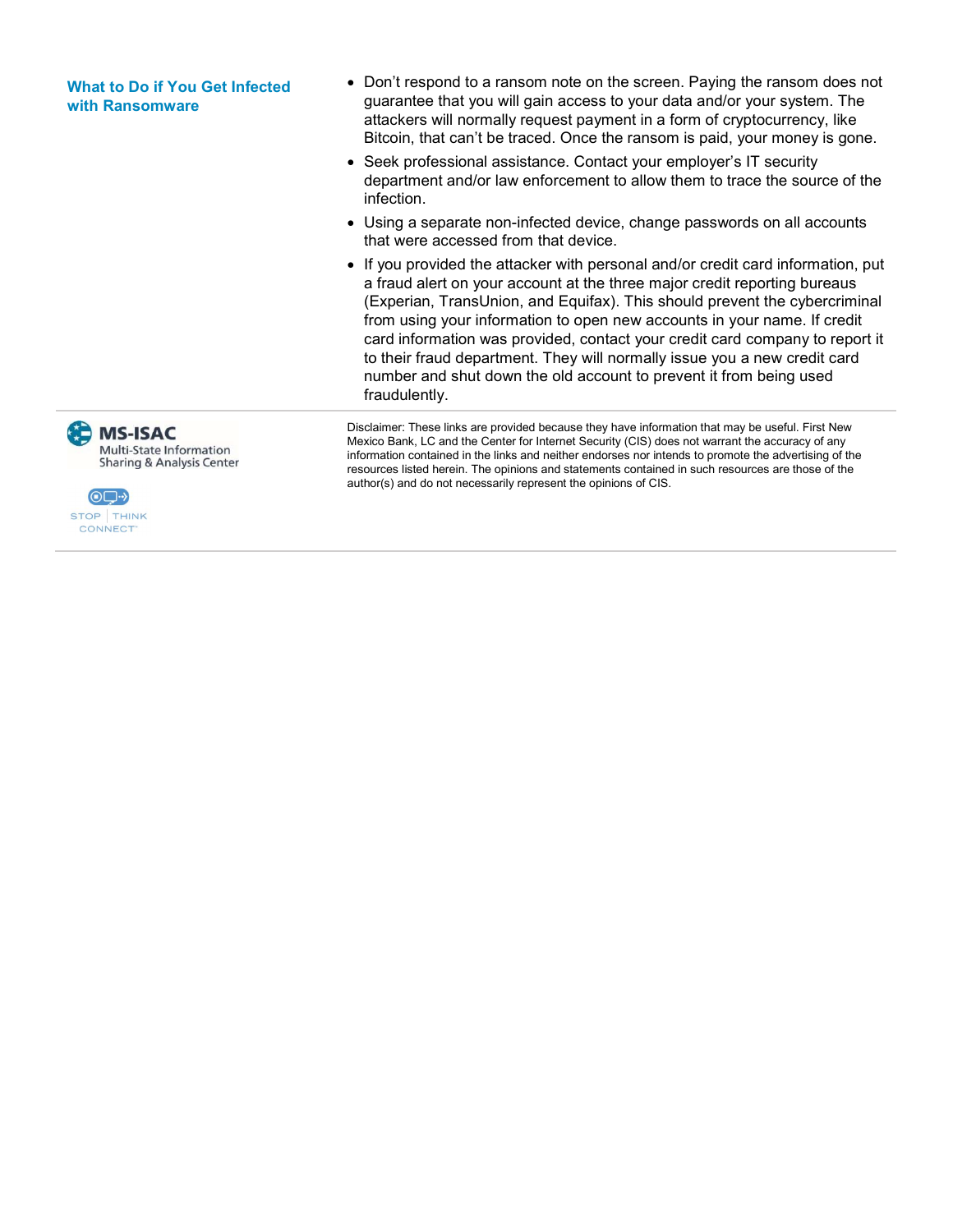## What to Do if You Get Infected with Ransomware

- Don't respond to a ransom note on the screen. Paying the ransom does not guarantee that you will gain access to your data and/or your system. The attackers will normally request payment in a form of cryptocurrency, like Bitcoin, that can't be traced. Once the ransom is paid, your money is gone.
- Seek professional assistance. Contact your employer's IT security department and/or law enforcement to allow them to trace the source of the infection.
- Using a separate non-infected device, change passwords on all accounts that were accessed from that device.
- If you provided the attacker with personal and/or credit card information, put a fraud alert on your account at the three major credit reporting bureaus (Experian, TransUnion, and Equifax). This should prevent the cybercriminal from using your information to open new accounts in your name. If credit card information was provided, contact your credit card company to report it to their fraud department. They will normally issue you a new credit card number and shut down the old account to prevent it from being used fraudulently.

MS-ISAC
Multi-State Information Sharing & Analysis Center

STOP | THINK CONNECT

Disclaimer: These links are provided because they have information that may be useful. First New Mexico Bank, LC and the Center for Internet Security (CIS) does not warrant the accuracy of any information contained in the links and neither endorses nor intends to promote the advertising of the resources listed herein. The opinions and statements contained in such resources are those of the author(s) and do not necessarily represent the opinions of CIS.